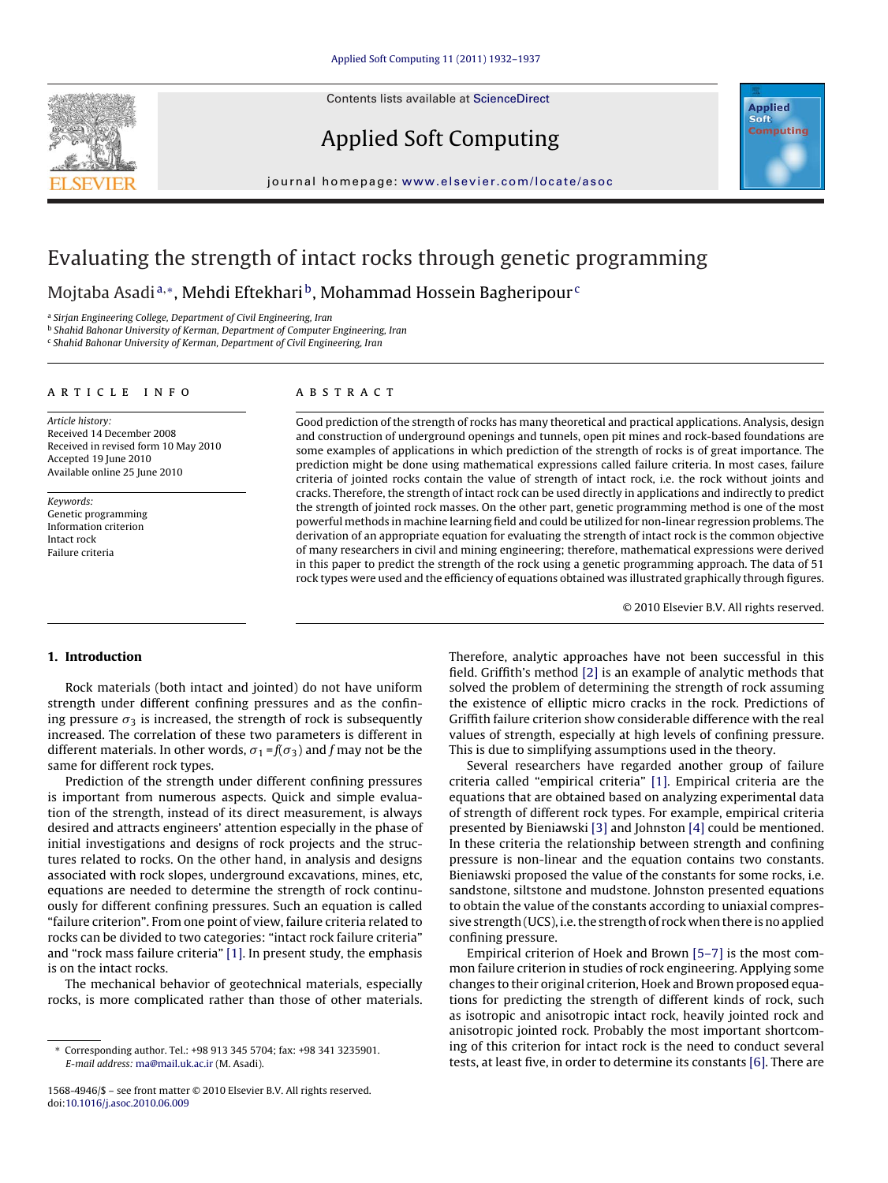# Evaluating the strength of intact rocks through genetic programming

Mojtaba Asadi [a,*], Mehdi Eftekhari [b], Mohammad Hossein Bagheripour [c]

[a] Sirjan Engineering College, Department of Civil Engineering, Iran
[b] Shahid Bahonar University of Kerman, Department of Computer Engineering, Iran
[c] Shahid Bahonar University of Kerman, Department of Civil Engineering, Iran

## ARTICLE INFO

*Article history:*
Received 14 December 2008
Received in revised form 10 May 2010
Accepted 19 June 2010
Available online 25 June 2010

*Keywords:*
Genetic programming
Information criterion
Intact rock
Failure criteria

## ABSTRACT

Good prediction of the strength of rocks has many theoretical and practical applications. Analysis, design and construction of underground openings and tunnels, open pit mines and rock-based foundations are some examples of applications in which prediction of the strength of rocks is of great importance. The prediction might be done using mathematical expressions called failure criteria. In most cases, failure criteria of jointed rocks contain the value of strength of intact rock, i.e. the rock without joints and cracks. Therefore, the strength of intact rock can be used directly in applications and indirectly to predict the strength of jointed rock masses. On the other part, genetic programming method is one of the most powerful methods in machine learning field and could be utilized for non-linear regression problems. The derivation of an appropriate equation for evaluating the strength of intact rock is the common objective of many researchers in civil and mining engineering; therefore, mathematical expressions were derived in this paper to predict the strength of the rock using a genetic programming approach. The data of 51 rock types were used and the efficiency of equations obtained was illustrated graphically through figures.

© 2010 Elsevier B.V. All rights reserved.

## 1. Introduction

Rock materials (both intact and jointed) do not have uniform strength under different confining pressures and as the confining pressure $\sigma_3$ is increased, the strength of rock is subsequently increased. The correlation of these two parameters is different in different materials. In other words, $\sigma_1 = f(\sigma_3)$ and $f$ may not be the same for different rock types.

Prediction of the strength under different confining pressures is important from numerous aspects. Quick and simple evaluation of the strength, instead of its direct measurement, is always desired and attracts engineers' attention especially in the phase of initial investigations and designs of rock projects and the structures related to rocks. On the other hand, in analysis and designs associated with rock slopes, underground excavations, mines, etc, equations are needed to determine the strength of rock continuously for different confining pressures. Such an equation is called "failure criterion". From one point of view, failure criteria related to rocks can be divided to two categories: "intact rock failure criteria" and "rock mass failure criteria" [1]. In present study, the emphasis is on the intact rocks.

The mechanical behavior of geotechnical materials, especially rocks, is more complicated rather than those of other materials. Therefore, analytic approaches have not been successful in this field. Griffith's method [2] is an example of analytic methods that solved the problem of determining the strength of rock assuming the existence of elliptic micro cracks in the rock. Predictions of Griffith failure criterion show considerable difference with the real values of strength, especially at high levels of confining pressure. This is due to simplifying assumptions used in the theory.

Several researchers have regarded another group of failure criteria called "empirical criteria" [1]. Empirical criteria are the equations that are obtained based on analyzing experimental data of strength of different rock types. For example, empirical criteria presented by Bieniawski [3] and Johnston [4] could be mentioned. In these criteria the relationship between strength and confining pressure is non-linear and the equation contains two constants. Bieniawski proposed the value of the constants for some rocks, i.e. sandstone, siltstone and mudstone. Johnston presented equations to obtain the value of the constants according to uniaxial compressive strength (UCS), i.e. the strength of rock when there is no applied confining pressure.

Empirical criterion of Hoek and Brown [5–7] is the most common failure criterion in studies of rock engineering. Applying some changes to their original criterion, Hoek and Brown proposed equations for predicting the strength of different kinds of rock, such as isotropic and anisotropic intact rock, heavily jointed rock and anisotropic jointed rock. Probably the most important shortcoming of this criterion for intact rock is the need to conduct several tests, at least five, in order to determine its constants [6]. There are

---

* Corresponding author. Tel.: +98 913 345 5704; fax: +98 341 3235901.
E-mail address: ma@mail.uk.ac.ir (M. Asadi).

1568-4946/$ – see front matter © 2010 Elsevier B.V. All rights reserved.
doi:10.1016/j.asoc.2010.06.009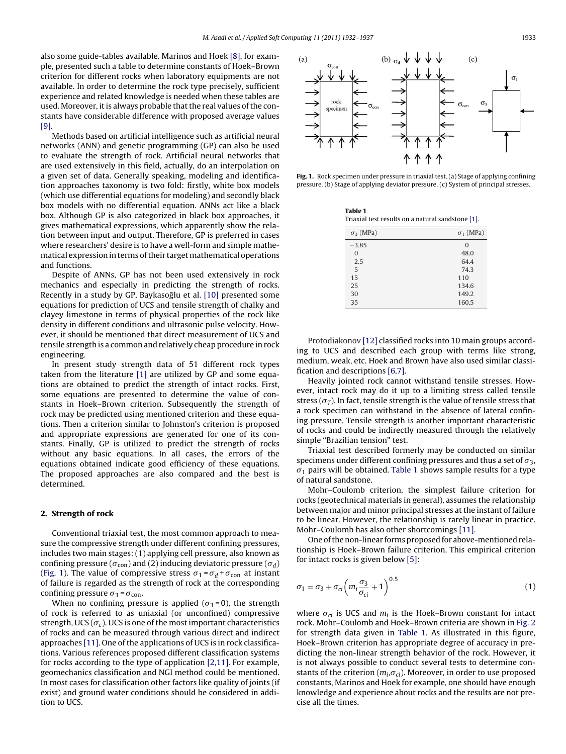also some guide-tables available. Marinos and Hoek [8], for example, presented such a table to determine constants of Hoek–Brown criterion for different rocks when laboratory equipments are not available. In order to determine the rock type precisely, sufficient experience and related knowledge is needed when these tables are used. Moreover, it is always probable that the real values of the constants have considerable difference with proposed average values [9].

Methods based on artificial intelligence such as artificial neural networks (ANN) and genetic programming (GP) can also be used to evaluate the strength of rock. Artificial neural networks that are used extensively in this field, actually, do an interpolation on a given set of data. Generally speaking, modeling and identification approaches taxonomy is two fold: firstly, white box models (which use differential equations for modeling) and secondly black box models with no differential equation. ANNs act like a black box. Although GP is also categorized in black box approaches, it gives mathematical expressions, which apparently show the relation between input and output. Therefore, GP is preferred in cases where researchers' desire is to have a well-form and simple mathematical expression in terms of their target mathematical operations and functions.

Despite of ANNs, GP has not been used extensively in rock mechanics and especially in predicting the strength of rocks. Recently in a study by GP, Baykasoğlu et al. [10] presented some equations for prediction of UCS and tensile strength of chalky and clayey limestone in terms of physical properties of the rock like density in different conditions and ultrasonic pulse velocity. However, it should be mentioned that direct measurement of UCS and tensile strength is a common and relatively cheap procedure in rock engineering.

In present study strength data of 51 different rock types taken from the literature [1] are utilized by GP and some equations are obtained to predict the strength of intact rocks. First, some equations are presented to determine the value of constants in Hoek–Brown criterion. Subsequently the strength of rock may be predicted using mentioned criterion and these equations. Then a criterion similar to Johnston's criterion is proposed and appropriate expressions are generated for one of its constants. Finally, GP is utilized to predict the strength of rocks without any basic equations. In all cases, the errors of the equations obtained indicate good efficiency of these equations. The proposed approaches are also compared and the best is determined.

## 2. Strength of rock

Conventional triaxial test, the most common approach to measure the compressive strength under different confining pressures, includes two main stages: (1) applying cell pressure, also known as confining pressure ($\sigma_{\text{con}}$) and (2) inducing deviatoric pressure ($\sigma_d$) (Fig. 1). The value of compressive stress $\sigma_1 = \sigma_d + \sigma_{\text{con}}$ at instant of failure is regarded as the strength of rock at the corresponding confining pressure $\sigma_3 = \sigma_{\text{con}}$.

When no confining pressure is applied ($\sigma_3 = 0$), the strength of rock is referred to as uniaxial (or unconfined) compressive strength, UCS ($\sigma_c$). UCS is one of the most important characteristics of rocks and can be measured through various direct and indirect approaches [11]. One of the applications of UCS is in rock classifications. Various references proposed different classification systems for rocks according to the type of application [2,11]. For example, geomechanics classification and NGI method could be mentioned. In most cases for classification other factors like quality of joints (if exist) and ground water conditions should be considered in addition to UCS.

(a) $\sigma_{\text{con}}$ rock specimen $\sigma_{\text{con}}$ (b) $\sigma_d$ $\sigma_{\text{con}}$ (c) $\sigma_1$ $\sigma_3$

**Fig. 1.** Rock specimen under pressure in triaxial test. (a) Stage of applying confining pressure. (b) Stage of applying deviator pressure. (c) System of principal stresses.

**Table 1**
Triaxial test results on a natural sandstone [1].

| $\sigma_3$ (MPa) | $\sigma_1$ (MPa) |
|---|---|
| −3.85 | 0 |
| 0 | 48.0 |
| 2.5 | 64.4 |
| 5 | 74.3 |
| 15 | 110 |
| 25 | 134.6 |
| 30 | 149.2 |
| 35 | 160.5 |

Protodiakonov [12] classified rocks into 10 main groups according to UCS and described each group with terms like strong, medium, weak, etc. Hoek and Brown have also used similar classification and descriptions [6,7].

Heavily jointed rock cannot withstand tensile stresses. However, intact rock may do it up to a limiting stress called tensile stress ($\sigma_T$). In fact, tensile strength is the value of tensile stress that a rock specimen can withstand in the absence of lateral confining pressure. Tensile strength is another important characteristic of rocks and could be indirectly measured through the relatively simple "Brazilian tension" test.

Triaxial test described formerly may be conducted on similar specimens under different confining pressures and thus a set of $\sigma_3$, $\sigma_1$ pairs will be obtained. Table 1 shows sample results for a type of natural sandstone.

Mohr–Coulomb criterion, the simplest failure criterion for rocks (geotechnical materials in general), assumes the relationship between major and minor principal stresses at the instant of failure to be linear. However, the relationship is rarely linear in practice. Mohr–Coulomb has also other shortcomings [11].

One of the non-linear forms proposed for above-mentioned relationship is Hoek–Brown failure criterion. This empirical criterion for intact rocks is given below [5]:

$$\sigma_1 = \sigma_3 + \sigma_{ci}\left(m_i \frac{\sigma_3}{\sigma_{ci}} + 1\right)^{0.5} \tag{1}$$

where $\sigma_{ci}$ is UCS and $m_i$ is the Hoek–Brown constant for intact rock. Mohr–Coulomb and Hoek–Brown criteria are shown in Fig. 2 for strength data given in Table 1. As illustrated in this figure, Hoek–Brown criterion has appropriate degree of accuracy in predicting the non-linear strength behavior of the rock. However, it is not always possible to conduct several tests to determine constants of the criterion ($m_i$, $\sigma_{ci}$). Moreover, in order to use proposed constants, Marinos and Hoek for example, one should have enough knowledge and experience about rocks and the results are not precise all the times.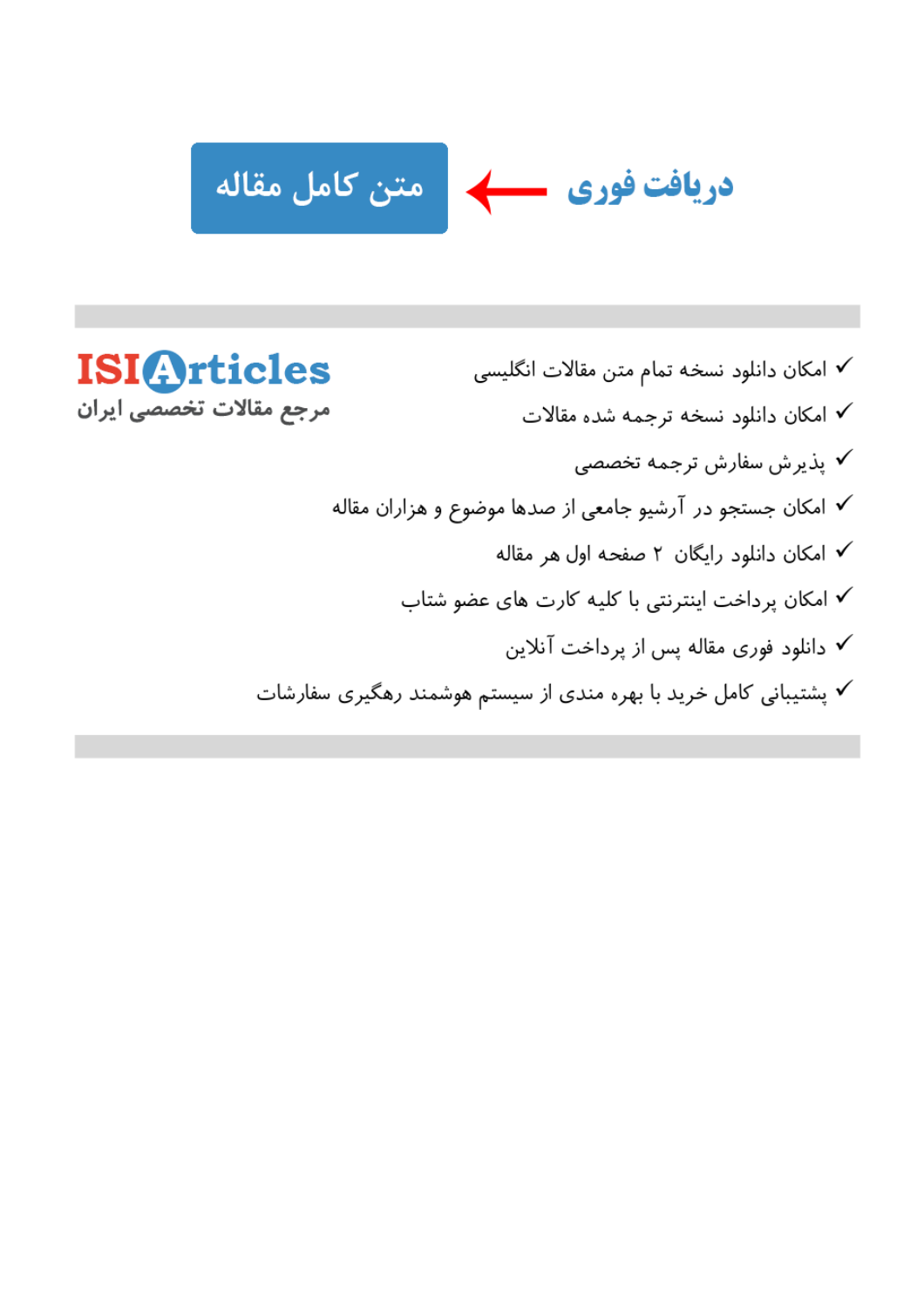دریافت فوری ← متن کامل مقاله

**ISIArticles**
مرجع مقالات تخصصی ایران

- ✓ امکان دانلود نسخه تمام متن مقالات انگلیسی
- ✓ امکان دانلود نسخه ترجمه شده مقالات
- ✓ پذیرش سفارش ترجمه تخصصی
- ✓ امکان جستجو در آرشیو جامعی از صدها موضوع و هزاران مقاله
- ✓ امکان دانلود رایگان ۲ صفحه اول هر مقاله
- ✓ امکان پرداخت اینترنتی با کلیه کارت های عضو شتاب
- ✓ دانلود فوری مقاله پس از پرداخت آنلاین
- ✓ پشتیبانی کامل خرید با بهره مندی از سیستم هوشمند رهگیری سفارشات